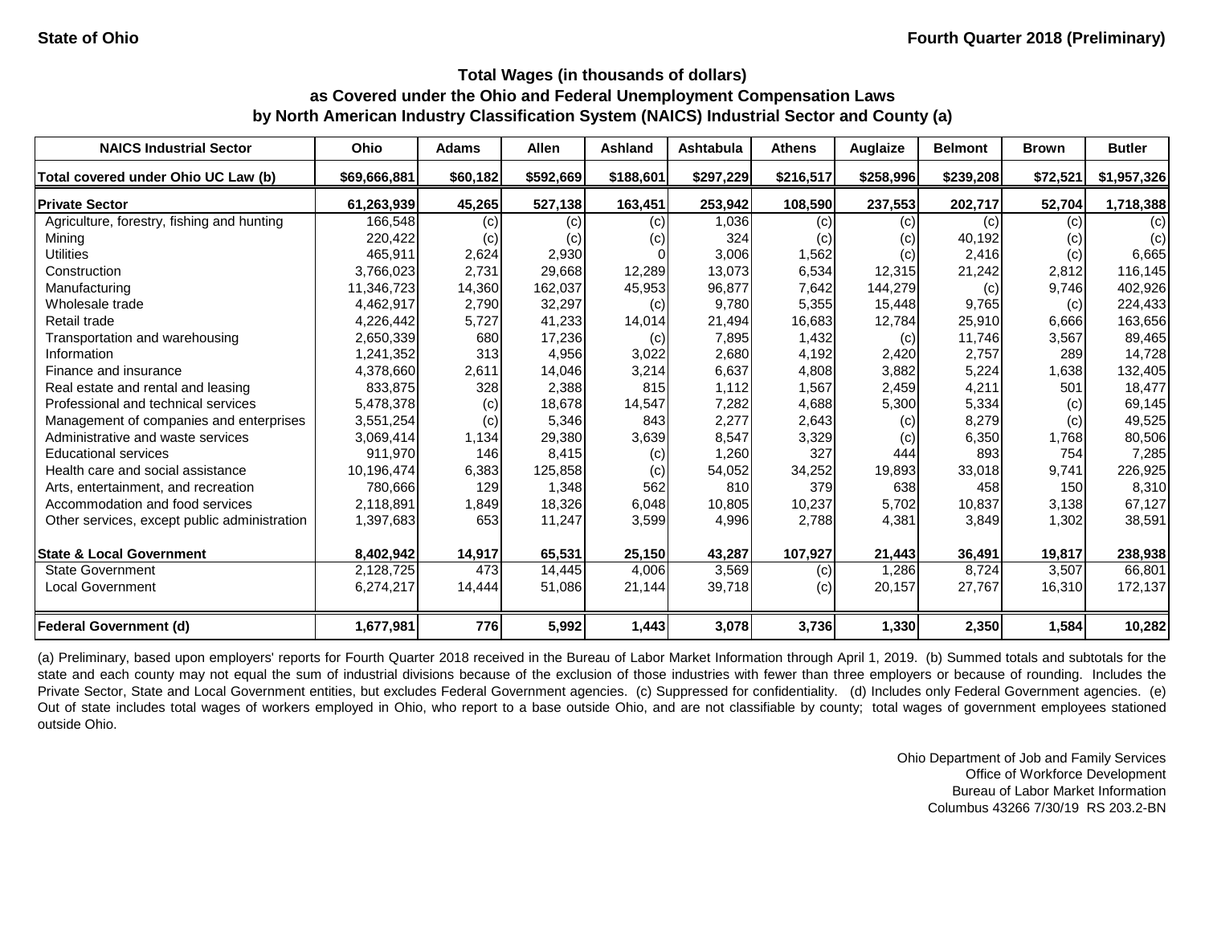State of Ohio

Fourth Quarter 2018 (Preliminary)

## Total Wages (in thousands of dollars)
## as Covered under the Ohio and Federal Unemployment Compensation Laws
## by North American Industry Classification System (NAICS) Industrial Sector and County (a)

| NAICS Industrial Sector | Ohio | Adams | Allen | Ashland | Ashtabula | Athens | Auglaize | Belmont | Brown | Butler |
|---|---|---|---|---|---|---|---|---|---|---|
| **Total covered under Ohio UC Law (b)** | **$69,666,881** | **$60,182** | **$592,669** | **$188,601** | **$297,229** | **$216,517** | **$258,996** | **$239,208** | **$72,521** | **$1,957,326** |
| **Private Sector** | **61,263,939** | **45,265** | **527,138** | **163,451** | **253,942** | **108,590** | **237,553** | **202,717** | **52,704** | **1,718,388** |
| Agriculture, forestry, fishing and hunting | 166,548 | (c) | (c) | (c) | 1,036 | (c) | (c) | (c) | (c) | (c) |
| Mining | 220,422 | (c) | (c) | (c) | 324 | (c) | (c) | 40,192 | (c) | (c) |
| Utilities | 465,911 | 2,624 | 2,930 | 0 | 3,006 | 1,562 | (c) | 2,416 | (c) | 6,665 |
| Construction | 3,766,023 | 2,731 | 29,668 | 12,289 | 13,073 | 6,534 | 12,315 | 21,242 | 2,812 | 116,145 |
| Manufacturing | 11,346,723 | 14,360 | 162,037 | 45,953 | 96,877 | 7,642 | 144,279 | (c) | 9,746 | 402,926 |
| Wholesale trade | 4,462,917 | 2,790 | 32,297 | (c) | 9,780 | 5,355 | 15,448 | 9,765 | (c) | 224,433 |
| Retail trade | 4,226,442 | 5,727 | 41,233 | 14,014 | 21,494 | 16,683 | 12,784 | 25,910 | 6,666 | 163,656 |
| Transportation and warehousing | 2,650,339 | 680 | 17,236 | (c) | 7,895 | 1,432 | (c) | 11,746 | 3,567 | 89,465 |
| Information | 1,241,352 | 313 | 4,956 | 3,022 | 2,680 | 4,192 | 2,420 | 2,757 | 289 | 14,728 |
| Finance and insurance | 4,378,660 | 2,611 | 14,046 | 3,214 | 6,637 | 4,808 | 3,882 | 5,224 | 1,638 | 132,405 |
| Real estate and rental and leasing | 833,875 | 328 | 2,388 | 815 | 1,112 | 1,567 | 2,459 | 4,211 | 501 | 18,477 |
| Professional and technical services | 5,478,378 | (c) | 18,678 | 14,547 | 7,282 | 4,688 | 5,300 | 5,334 | (c) | 69,145 |
| Management of companies and enterprises | 3,551,254 | (c) | 5,346 | 843 | 2,277 | 2,643 | (c) | 8,279 | (c) | 49,525 |
| Administrative and waste services | 3,069,414 | 1,134 | 29,380 | 3,639 | 8,547 | 3,329 | (c) | 6,350 | 1,768 | 80,506 |
| Educational services | 911,970 | 146 | 8,415 | (c) | 1,260 | 327 | 444 | 893 | 754 | 7,285 |
| Health care and social assistance | 10,196,474 | 6,383 | 125,858 | (c) | 54,052 | 34,252 | 19,893 | 33,018 | 9,741 | 226,925 |
| Arts, entertainment, and recreation | 780,666 | 129 | 1,348 | 562 | 810 | 379 | 638 | 458 | 150 | 8,310 |
| Accommodation and food services | 2,118,891 | 1,849 | 18,326 | 6,048 | 10,805 | 10,237 | 5,702 | 10,837 | 3,138 | 67,127 |
| Other services, except public administration | 1,397,683 | 653 | 11,247 | 3,599 | 4,996 | 2,788 | 4,381 | 3,849 | 1,302 | 38,591 |
| **State & Local Government** | **8,402,942** | **14,917** | **65,531** | **25,150** | **43,287** | **107,927** | **21,443** | **36,491** | **19,817** | **238,938** |
| State Government | 2,128,725 | 473 | 14,445 | 4,006 | 3,569 | (c) | 1,286 | 8,724 | 3,507 | 66,801 |
| Local Government | 6,274,217 | 14,444 | 51,086 | 21,144 | 39,718 | (c) | 20,157 | 27,767 | 16,310 | 172,137 |
| **Federal Government (d)** | **1,677,981** | **776** | **5,992** | **1,443** | **3,078** | **3,736** | **1,330** | **2,350** | **1,584** | **10,282** |

(a) Preliminary, based upon employers' reports for Fourth Quarter 2018 received in the Bureau of Labor Market Information through April 1, 2019. (b) Summed totals and subtotals for the state and each county may not equal the sum of industrial divisions because of the exclusion of those industries with fewer than three employers or because of rounding. Includes the Private Sector, State and Local Government entities, but excludes Federal Government agencies. (c) Suppressed for confidentiality. (d) Includes only Federal Government agencies. (e) Out of state includes total wages of workers employed in Ohio, who report to a base outside Ohio, and are not classifiable by county; total wages of government employees stationed outside Ohio.

Ohio Department of Job and Family Services
Office of Workforce Development
Bureau of Labor Market Information
Columbus 43266 7/30/19 RS 203.2-BN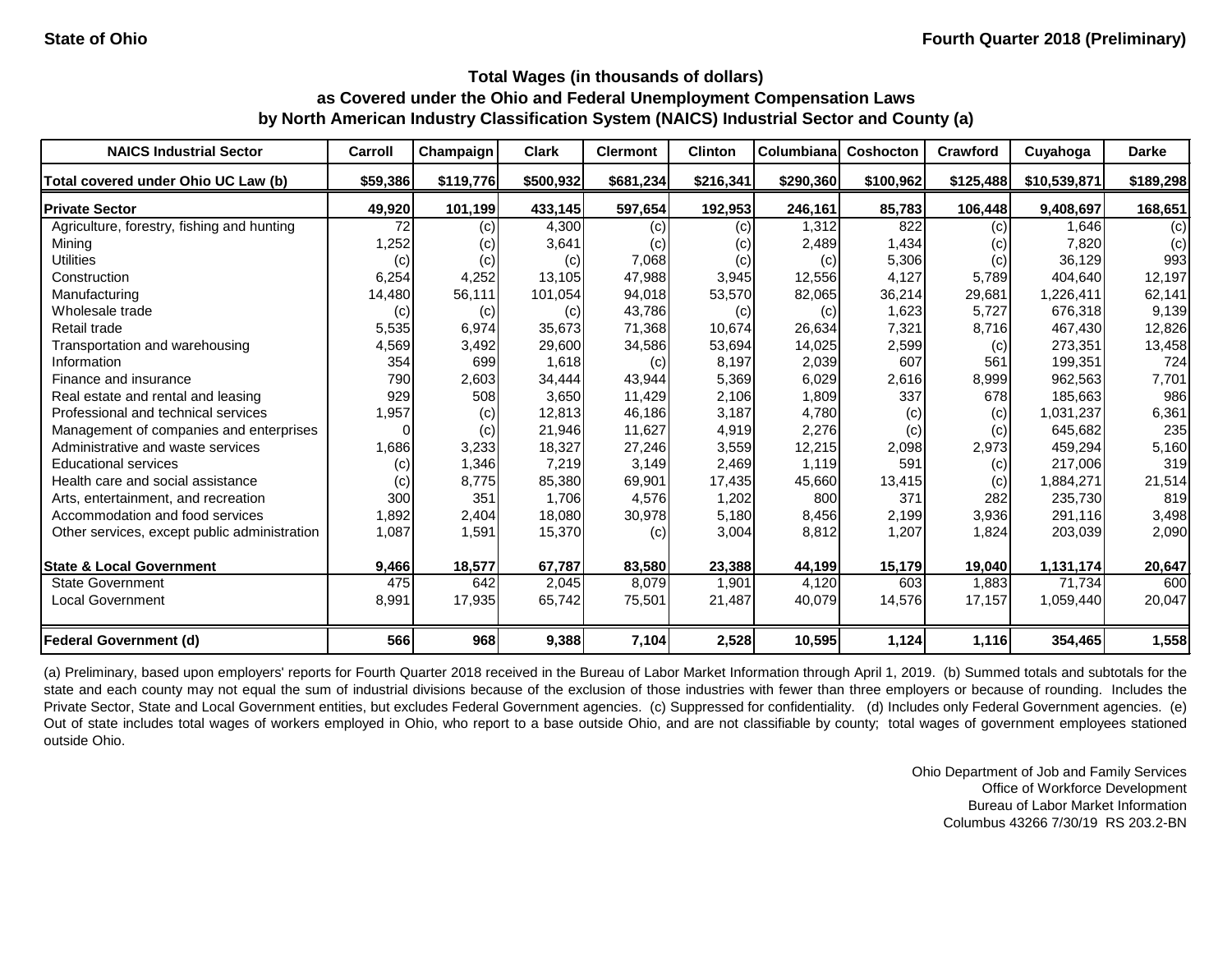State of Ohio | Fourth Quarter 2018 (Preliminary)

## Total Wages (in thousands of dollars)
## as Covered under the Ohio and Federal Unemployment Compensation Laws
## by North American Industry Classification System (NAICS) Industrial Sector and County (a)

| NAICS Industrial Sector | Carroll | Champaign | Clark | Clermont | Clinton | Columbiana | Coshocton | Crawford | Cuyahoga | Darke |
|---|---|---|---|---|---|---|---|---|---|---|
| **Total covered under Ohio UC Law (b)** | **$59,386** | **$119,776** | **$500,932** | **$681,234** | **$216,341** | **$290,360** | **$100,962** | **$125,488** | **$10,539,871** | **$189,298** |
| **Private Sector** | **49,920** | **101,199** | **433,145** | **597,654** | **192,953** | **246,161** | **85,783** | **106,448** | **9,408,697** | **168,651** |
| Agriculture, forestry, fishing and hunting | 72 | (c) | 4,300 | (c) | (c) | 1,312 | 822 | (c) | 1,646 | (c) |
| Mining | 1,252 | (c) | 3,641 | (c) | (c) | 2,489 | 1,434 | (c) | 7,820 | (c) |
| Utilities | (c) | (c) | (c) | 7,068 | (c) | (c) | 5,306 | (c) | 36,129 | 993 |
| Construction | 6,254 | 4,252 | 13,105 | 47,988 | 3,945 | 12,556 | 4,127 | 5,789 | 404,640 | 12,197 |
| Manufacturing | 14,480 | 56,111 | 101,054 | 94,018 | 53,570 | 82,065 | 36,214 | 29,681 | 1,226,411 | 62,141 |
| Wholesale trade | (c) | (c) | (c) | 43,786 | (c) | (c) | 1,623 | 5,727 | 676,318 | 9,139 |
| Retail trade | 5,535 | 6,974 | 35,673 | 71,368 | 10,674 | 26,634 | 7,321 | 8,716 | 467,430 | 12,826 |
| Transportation and warehousing | 4,569 | 3,492 | 29,600 | 34,586 | 53,694 | 14,025 | 2,599 | (c) | 273,351 | 13,458 |
| Information | 354 | 699 | 1,618 | (c) | 8,197 | 2,039 | 607 | 561 | 199,351 | 724 |
| Finance and insurance | 790 | 2,603 | 34,444 | 43,944 | 5,369 | 6,029 | 2,616 | 8,999 | 962,563 | 7,701 |
| Real estate and rental and leasing | 929 | 508 | 3,650 | 11,429 | 2,106 | 1,809 | 337 | 678 | 185,663 | 986 |
| Professional and technical services | 1,957 | (c) | 12,813 | 46,186 | 3,187 | 4,780 | (c) | (c) | 1,031,237 | 6,361 |
| Management of companies and enterprises | 0 | (c) | 21,946 | 11,627 | 4,919 | 2,276 | (c) | (c) | 645,682 | 235 |
| Administrative and waste services | 1,686 | 3,233 | 18,327 | 27,246 | 3,559 | 12,215 | 2,098 | 2,973 | 459,294 | 5,160 |
| Educational services | (c) | 1,346 | 7,219 | 3,149 | 2,469 | 1,119 | 591 | (c) | 217,006 | 319 |
| Health care and social assistance | (c) | 8,775 | 85,380 | 69,901 | 17,435 | 45,660 | 13,415 | (c) | 1,884,271 | 21,514 |
| Arts, entertainment, and recreation | 300 | 351 | 1,706 | 4,576 | 1,202 | 800 | 371 | 282 | 235,730 | 819 |
| Accommodation and food services | 1,892 | 2,404 | 18,080 | 30,978 | 5,180 | 8,456 | 2,199 | 3,936 | 291,116 | 3,498 |
| Other services, except public administration | 1,087 | 1,591 | 15,370 | (c) | 3,004 | 8,812 | 1,207 | 1,824 | 203,039 | 2,090 |
| **State & Local Government** | **9,466** | **18,577** | **67,787** | **83,580** | **23,388** | **44,199** | **15,179** | **19,040** | **1,131,174** | **20,647** |
| State Government | 475 | 642 | 2,045 | 8,079 | 1,901 | 4,120 | 603 | 1,883 | 71,734 | 600 |
| Local Government | 8,991 | 17,935 | 65,742 | 75,501 | 21,487 | 40,079 | 14,576 | 17,157 | 1,059,440 | 20,047 |
| **Federal Government (d)** | **566** | **968** | **9,388** | **7,104** | **2,528** | **10,595** | **1,124** | **1,116** | **354,465** | **1,558** |

(a) Preliminary, based upon employers' reports for Fourth Quarter 2018 received in the Bureau of Labor Market Information through April 1, 2019. (b) Summed totals and subtotals for the state and each county may not equal the sum of industrial divisions because of the exclusion of those industries with fewer than three employers or because of rounding. Includes the Private Sector, State and Local Government entities, but excludes Federal Government agencies. (c) Suppressed for confidentiality. (d) Includes only Federal Government agencies. (e) Out of state includes total wages of workers employed in Ohio, who report to a base outside Ohio, and are not classifiable by county; total wages of government employees stationed outside Ohio.

Ohio Department of Job and Family Services
Office of Workforce Development
Bureau of Labor Market Information
Columbus 43266 7/30/19 RS 203.2-BN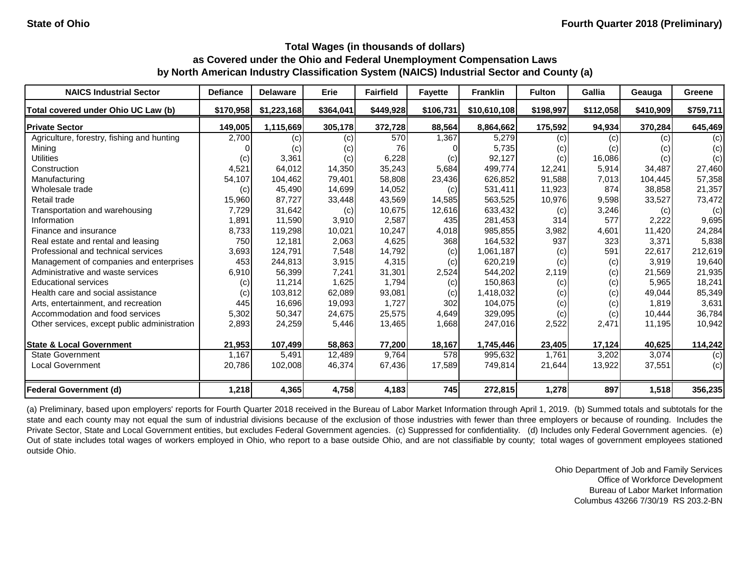State of Ohio

Fourth Quarter 2018 (Preliminary)

**Total Wages (in thousands of dollars)**
**as Covered under the Ohio and Federal Unemployment Compensation Laws**
**by North American Industry Classification System (NAICS) Industrial Sector and County (a)**

| NAICS Industrial Sector | Defiance | Delaware | Erie | Fairfield | Fayette | Franklin | Fulton | Gallia | Geauga | Greene |
|---|---|---|---|---|---|---|---|---|---|---|
| **Total covered under Ohio UC Law (b)** | **$170,958** | **$1,223,168** | **$364,041** | **$449,928** | **$106,731** | **$10,610,108** | **$198,997** | **$112,058** | **$410,909** | **$759,711** |
| **Private Sector** | **149,005** | **1,115,669** | **305,178** | **372,728** | **88,564** | **8,864,662** | **175,592** | **94,934** | **370,284** | **645,469** |
| Agriculture, forestry, fishing and hunting | 2,700 | (c) | (c) | 570 | 1,367 | 5,279 | (c) | (c) | (c) | (c) |
| Mining | 0 | (c) | (c) | 76 | 0 | 5,735 | (c) | (c) | (c) | (c) |
| Utilities | (c) | 3,361 | (c) | 6,228 | (c) | 92,127 | (c) | 16,086 | (c) | (c) |
| Construction | 4,521 | 64,012 | 14,350 | 35,243 | 5,684 | 499,774 | 12,241 | 5,914 | 34,487 | 27,460 |
| Manufacturing | 54,107 | 104,462 | 79,401 | 58,808 | 23,436 | 626,852 | 91,588 | 7,013 | 104,445 | 57,358 |
| Wholesale trade | (c) | 45,490 | 14,699 | 14,052 | (c) | 531,411 | 11,923 | 874 | 38,858 | 21,357 |
| Retail trade | 15,960 | 87,727 | 33,448 | 43,569 | 14,585 | 563,525 | 10,976 | 9,598 | 33,527 | 73,472 |
| Transportation and warehousing | 7,729 | 31,642 | (c) | 10,675 | 12,616 | 633,432 | (c) | 3,246 | (c) | (c) |
| Information | 1,891 | 11,590 | 3,910 | 2,587 | 435 | 281,453 | 314 | 577 | 2,222 | 9,695 |
| Finance and insurance | 8,733 | 119,298 | 10,021 | 10,247 | 4,018 | 985,855 | 3,982 | 4,601 | 11,420 | 24,284 |
| Real estate and rental and leasing | 750 | 12,181 | 2,063 | 4,625 | 368 | 164,532 | 937 | 323 | 3,371 | 5,838 |
| Professional and technical services | 3,693 | 124,791 | 7,548 | 14,792 | (c) | 1,061,187 | (c) | 591 | 22,617 | 212,619 |
| Management of companies and enterprises | 453 | 244,813 | 3,915 | 4,315 | (c) | 620,219 | (c) | (c) | 3,919 | 19,640 |
| Administrative and waste services | 6,910 | 56,399 | 7,241 | 31,301 | 2,524 | 544,202 | 2,119 | (c) | 21,569 | 21,935 |
| Educational services | (c) | 11,214 | 1,625 | 1,794 | (c) | 150,863 | (c) | (c) | 5,965 | 18,241 |
| Health care and social assistance | (c) | 103,812 | 62,089 | 93,081 | (c) | 1,418,032 | (c) | (c) | 49,044 | 85,349 |
| Arts, entertainment, and recreation | 445 | 16,696 | 19,093 | 1,727 | 302 | 104,075 | (c) | (c) | 1,819 | 3,631 |
| Accommodation and food services | 5,302 | 50,347 | 24,675 | 25,575 | 4,649 | 329,095 | (c) | (c) | 10,444 | 36,784 |
| Other services, except public administration | 2,893 | 24,259 | 5,446 | 13,465 | 1,668 | 247,016 | 2,522 | 2,471 | 11,195 | 10,942 |
| **State & Local Government** | **21,953** | **107,499** | **58,863** | **77,200** | **18,167** | **1,745,446** | **23,405** | **17,124** | **40,625** | **114,242** |
| State Government | 1,167 | 5,491 | 12,489 | 9,764 | 578 | 995,632 | 1,761 | 3,202 | 3,074 | (c) |
| Local Government | 20,786 | 102,008 | 46,374 | 67,436 | 17,589 | 749,814 | 21,644 | 13,922 | 37,551 | (c) |
| **Federal Government (d)** | **1,218** | **4,365** | **4,758** | **4,183** | **745** | **272,815** | **1,278** | **897** | **1,518** | **356,235** |

(a) Preliminary, based upon employers' reports for Fourth Quarter 2018 received in the Bureau of Labor Market Information through April 1, 2019. (b) Summed totals and subtotals for the state and each county may not equal the sum of industrial divisions because of the exclusion of those industries with fewer than three employers or because of rounding. Includes the Private Sector, State and Local Government entities, but excludes Federal Government agencies. (c) Suppressed for confidentiality. (d) Includes only Federal Government agencies. (e) Out of state includes total wages of workers employed in Ohio, who report to a base outside Ohio, and are not classifiable by county; total wages of government employees stationed outside Ohio.

Ohio Department of Job and Family Services
Office of Workforce Development
Bureau of Labor Market Information
Columbus 43266 7/30/19 RS 203.2-BN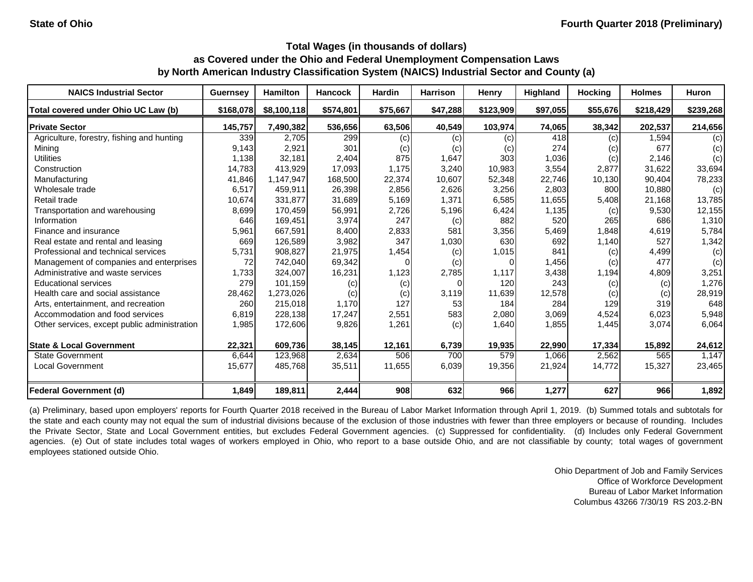State of Ohio | Fourth Quarter 2018 (Preliminary)

## Total Wages (in thousands of dollars) as Covered under the Ohio and Federal Unemployment Compensation Laws by North American Industry Classification System (NAICS) Industrial Sector and County (a)

| NAICS Industrial Sector | Guernsey | Hamilton | Hancock | Hardin | Harrison | Henry | Highland | Hocking | Holmes | Huron |
|---|---|---|---|---|---|---|---|---|---|---|
| Total covered under Ohio UC Law (b) | $168,078 | $8,100,118 | $574,801 | $75,667 | $47,288 | $123,909 | $97,055 | $55,676 | $218,429 | $239,268 |
| **Private Sector** | 145,757 | 7,490,382 | 536,656 | 63,506 | 40,549 | 103,974 | 74,065 | 38,342 | 202,537 | 214,656 |
| Agriculture, forestry, fishing and hunting | 339 | 2,705 | 299 | (c) | (c) | (c) | 418 | (c) | 1,594 | (c) |
| Mining | 9,143 | 2,921 | 301 | (c) | (c) | (c) | 274 | (c) | 677 | (c) |
| Utilities | 1,138 | 32,181 | 2,404 | 875 | 1,647 | 303 | 1,036 | (c) | 2,146 | (c) |
| Construction | 14,783 | 413,929 | 17,093 | 1,175 | 3,240 | 10,983 | 3,554 | 2,877 | 31,622 | 33,694 |
| Manufacturing | 41,846 | 1,147,947 | 168,500 | 22,374 | 10,607 | 52,348 | 22,746 | 10,130 | 90,404 | 78,233 |
| Wholesale trade | 6,517 | 459,911 | 26,398 | 2,856 | 2,626 | 3,256 | 2,803 | 800 | 10,880 | (c) |
| Retail trade | 10,674 | 331,877 | 31,689 | 5,169 | 1,371 | 6,585 | 11,655 | 5,408 | 21,168 | 13,785 |
| Transportation and warehousing | 8,699 | 170,459 | 56,991 | 2,726 | 5,196 | 6,424 | 1,135 | (c) | 9,530 | 12,155 |
| Information | 646 | 169,451 | 3,974 | 247 | (c) | 882 | 520 | 265 | 686 | 1,310 |
| Finance and insurance | 5,961 | 667,591 | 8,400 | 2,833 | 581 | 3,356 | 5,469 | 1,848 | 4,619 | 5,784 |
| Real estate and rental and leasing | 669 | 126,589 | 3,982 | 347 | 1,030 | 630 | 692 | 1,140 | 527 | 1,342 |
| Professional and technical services | 5,731 | 908,827 | 21,975 | 1,454 | (c) | 1,015 | 841 | (c) | 4,499 | (c) |
| Management of companies and enterprises | 72 | 742,040 | 69,342 | 0 | (c) | 0 | 1,456 | (c) | 477 | (c) |
| Administrative and waste services | 1,733 | 324,007 | 16,231 | 1,123 | 2,785 | 1,117 | 3,438 | 1,194 | 4,809 | 3,251 |
| Educational services | 279 | 101,159 | (c) | (c) | 0 | 120 | 243 | (c) | (c) | 1,276 |
| Health care and social assistance | 28,462 | 1,273,026 | (c) | (c) | 3,119 | 11,639 | 12,578 | (c) | (c) | 28,919 |
| Arts, entertainment, and recreation | 260 | 215,018 | 1,170 | 127 | 53 | 184 | 284 | 129 | 319 | 648 |
| Accommodation and food services | 6,819 | 228,138 | 17,247 | 2,551 | 583 | 2,080 | 3,069 | 4,524 | 6,023 | 5,948 |
| Other services, except public administration | 1,985 | 172,606 | 9,826 | 1,261 | (c) | 1,640 | 1,855 | 1,445 | 3,074 | 6,064 |
| **State & Local Government** | 22,321 | 609,736 | 38,145 | 12,161 | 6,739 | 19,935 | 22,990 | 17,334 | 15,892 | 24,612 |
| State Government | 6,644 | 123,968 | 2,634 | 506 | 700 | 579 | 1,066 | 2,562 | 565 | 1,147 |
| Local Government | 15,677 | 485,768 | 35,511 | 11,655 | 6,039 | 19,356 | 21,924 | 14,772 | 15,327 | 23,465 |
| **Federal Government (d)** | 1,849 | 189,811 | 2,444 | 908 | 632 | 966 | 1,277 | 627 | 966 | 1,892 |

(a) Preliminary, based upon employers' reports for Fourth Quarter 2018 received in the Bureau of Labor Market Information through April 1, 2019. (b) Summed totals and subtotals for the state and each county may not equal the sum of industrial divisions because of the exclusion of those industries with fewer than three employers or because of rounding. Includes the Private Sector, State and Local Government entities, but excludes Federal Government agencies. (c) Suppressed for confidentiality. (d) Includes only Federal Government agencies. (e) Out of state includes total wages of workers employed in Ohio, who report to a base outside Ohio, and are not classifiable by county; total wages of government employees stationed outside Ohio.

Ohio Department of Job and Family Services
Office of Workforce Development
Bureau of Labor Market Information
Columbus 43266 7/30/19 RS 203.2-BN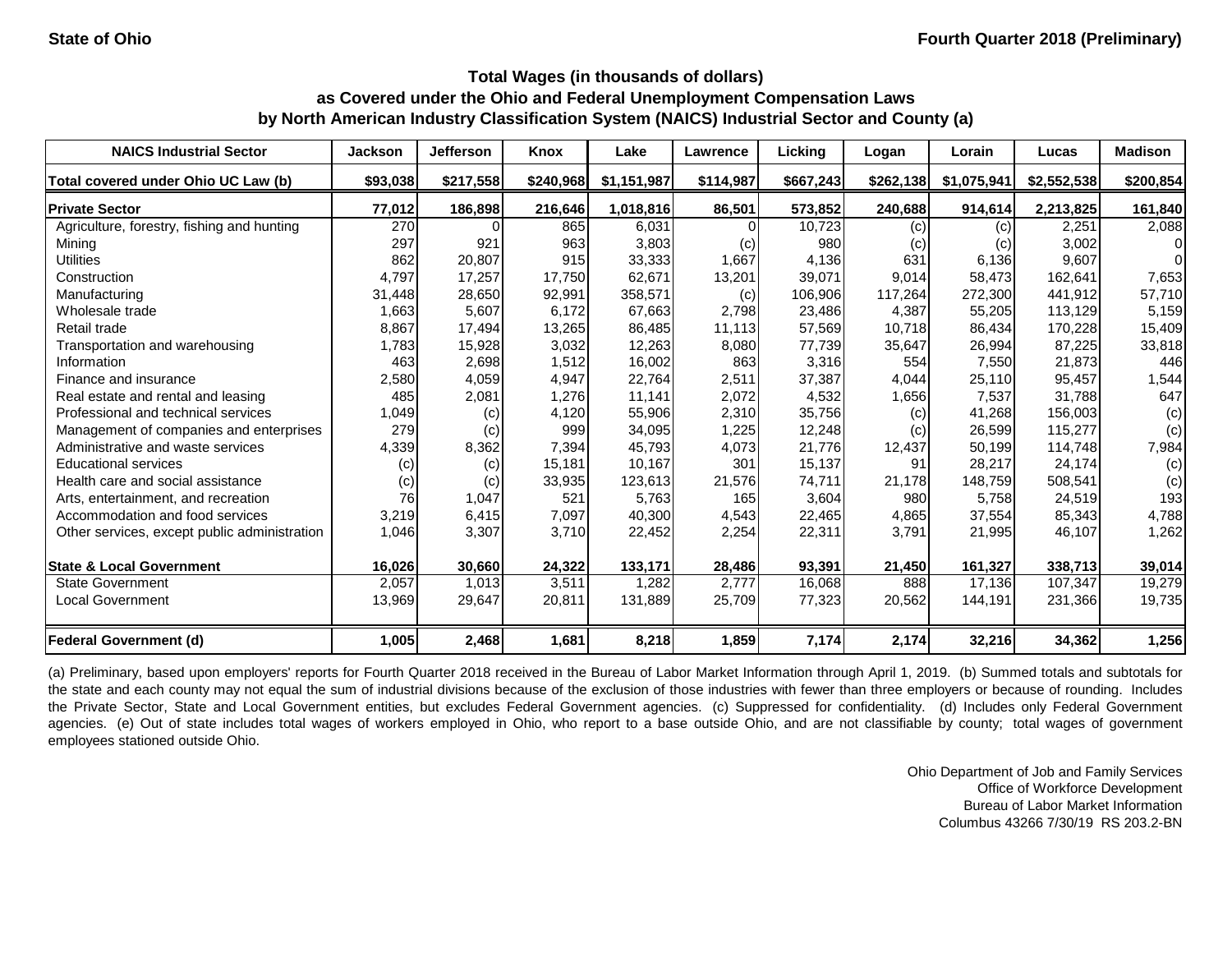State of Ohio

Fourth Quarter 2018 (Preliminary)

### Total Wages (in thousands of dollars)
### as Covered under the Ohio and Federal Unemployment Compensation Laws
### by North American Industry Classification System (NAICS) Industrial Sector and County (a)

| NAICS Industrial Sector | Jackson | Jefferson | Knox | Lake | Lawrence | Licking | Logan | Lorain | Lucas | Madison |
|---|---|---|---|---|---|---|---|---|---|---|
| **Total covered under Ohio UC Law (b)** | **$93,038** | **$217,558** | **$240,968** | **$1,151,987** | **$114,987** | **$667,243** | **$262,138** | **$1,075,941** | **$2,552,538** | **$200,854** |
| **Private Sector** | **77,012** | **186,898** | **216,646** | **1,018,816** | **86,501** | **573,852** | **240,688** | **914,614** | **2,213,825** | **161,840** |
| Agriculture, forestry, fishing and hunting | 270 | 0 | 865 | 6,031 | 0 | 10,723 | (c) | (c) | 2,251 | 2,088 |
| Mining | 297 | 921 | 963 | 3,803 | (c) | 980 | (c) | (c) | 3,002 | 0 |
| Utilities | 862 | 20,807 | 915 | 33,333 | 1,667 | 4,136 | 631 | 6,136 | 9,607 | 0 |
| Construction | 4,797 | 17,257 | 17,750 | 62,671 | 13,201 | 39,071 | 9,014 | 58,473 | 162,641 | 7,653 |
| Manufacturing | 31,448 | 28,650 | 92,991 | 358,571 | (c) | 106,906 | 117,264 | 272,300 | 441,912 | 57,710 |
| Wholesale trade | 1,663 | 5,607 | 6,172 | 67,663 | 2,798 | 23,486 | 4,387 | 55,205 | 113,129 | 5,159 |
| Retail trade | 8,867 | 17,494 | 13,265 | 86,485 | 11,113 | 57,569 | 10,718 | 86,434 | 170,228 | 15,409 |
| Transportation and warehousing | 1,783 | 15,928 | 3,032 | 12,263 | 8,080 | 77,739 | 35,647 | 26,994 | 87,225 | 33,818 |
| Information | 463 | 2,698 | 1,512 | 16,002 | 863 | 3,316 | 554 | 7,550 | 21,873 | 446 |
| Finance and insurance | 2,580 | 4,059 | 4,947 | 22,764 | 2,511 | 37,387 | 4,044 | 25,110 | 95,457 | 1,544 |
| Real estate and rental and leasing | 485 | 2,081 | 1,276 | 11,141 | 2,072 | 4,532 | 1,656 | 7,537 | 31,788 | 647 |
| Professional and technical services | 1,049 | (c) | 4,120 | 55,906 | 2,310 | 35,756 | (c) | 41,268 | 156,003 | (c) |
| Management of companies and enterprises | 279 | (c) | 999 | 34,095 | 1,225 | 12,248 | (c) | 26,599 | 115,277 | (c) |
| Administrative and waste services | 4,339 | 8,362 | 7,394 | 45,793 | 4,073 | 21,776 | 12,437 | 50,199 | 114,748 | 7,984 |
| Educational services | (c) | (c) | 15,181 | 10,167 | 301 | 15,137 | 91 | 28,217 | 24,174 | (c) |
| Health care and social assistance | (c) | (c) | 33,935 | 123,613 | 21,576 | 74,711 | 21,178 | 148,759 | 508,541 | (c) |
| Arts, entertainment, and recreation | 76 | 1,047 | 521 | 5,763 | 165 | 3,604 | 980 | 5,758 | 24,519 | 193 |
| Accommodation and food services | 3,219 | 6,415 | 7,097 | 40,300 | 4,543 | 22,465 | 4,865 | 37,554 | 85,343 | 4,788 |
| Other services, except public administration | 1,046 | 3,307 | 3,710 | 22,452 | 2,254 | 22,311 | 3,791 | 21,995 | 46,107 | 1,262 |
| **State & Local Government** | **16,026** | **30,660** | **24,322** | **133,171** | **28,486** | **93,391** | **21,450** | **161,327** | **338,713** | **39,014** |
| State Government | 2,057 | 1,013 | 3,511 | 1,282 | 2,777 | 16,068 | 888 | 17,136 | 107,347 | 19,279 |
| Local Government | 13,969 | 29,647 | 20,811 | 131,889 | 25,709 | 77,323 | 20,562 | 144,191 | 231,366 | 19,735 |
| **Federal Government (d)** | **1,005** | **2,468** | **1,681** | **8,218** | **1,859** | **7,174** | **2,174** | **32,216** | **34,362** | **1,256** |

(a) Preliminary, based upon employers' reports for Fourth Quarter 2018 received in the Bureau of Labor Market Information through April 1, 2019. (b) Summed totals and subtotals for the state and each county may not equal the sum of industrial divisions because of the exclusion of those industries with fewer than three employers or because of rounding. Includes the Private Sector, State and Local Government entities, but excludes Federal Government agencies. (c) Suppressed for confidentiality. (d) Includes only Federal Government agencies. (e) Out of state includes total wages of workers employed in Ohio, who report to a base outside Ohio, and are not classifiable by county; total wages of government employees stationed outside Ohio.

Ohio Department of Job and Family Services
Office of Workforce Development
Bureau of Labor Market Information
Columbus 43266 7/30/19 RS 203.2-BN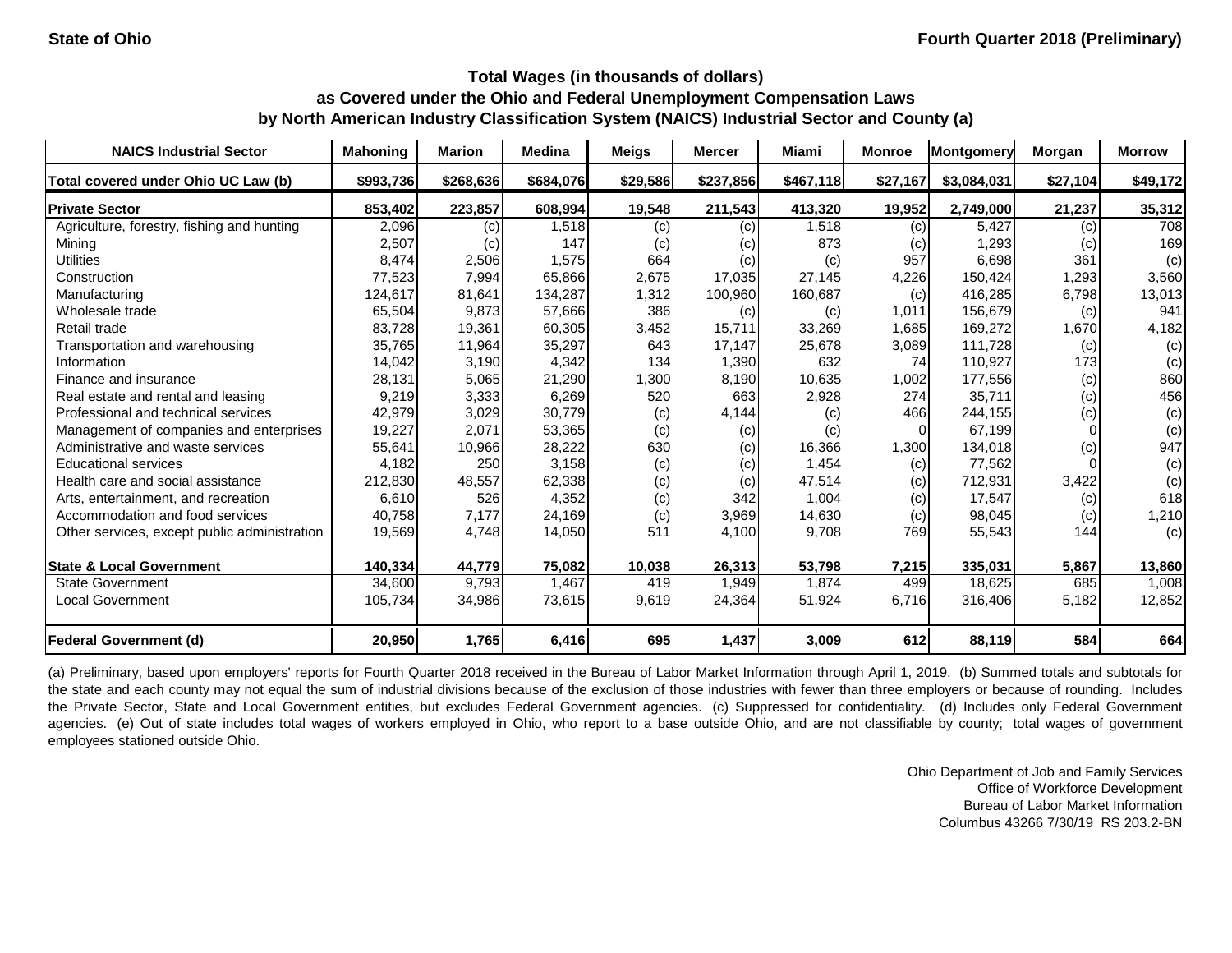**State of Ohio** **Fourth Quarter 2018 (Preliminary)**

## Total Wages (in thousands of dollars) as Covered under the Ohio and Federal Unemployment Compensation Laws by North American Industry Classification System (NAICS) Industrial Sector and County (a)

| NAICS Industrial Sector | Mahoning | Marion | Medina | Meigs | Mercer | Miami | Monroe | Montgomery | Morgan | Morrow |
|---|---|---|---|---|---|---|---|---|---|---|
| Total covered under Ohio UC Law (b) | $993,736 | $268,636 | $684,076 | $29,586 | $237,856 | $467,118 | $27,167 | $3,084,031 | $27,104 | $49,172 |
| **Private Sector** | 853,402 | 223,857 | 608,994 | 19,548 | 211,543 | 413,320 | 19,952 | 2,749,000 | 21,237 | 35,312 |
| Agriculture, forestry, fishing and hunting | 2,096 | (c) | 1,518 | (c) | (c) | 1,518 | (c) | 5,427 | (c) | 708 |
| Mining | 2,507 | (c) | 147 | (c) | (c) | 873 | (c) | 1,293 | (c) | 169 |
| Utilities | 8,474 | 2,506 | 1,575 | 664 | (c) | (c) | 957 | 6,698 | 361 | (c) |
| Construction | 77,523 | 7,994 | 65,866 | 2,675 | 17,035 | 27,145 | 4,226 | 150,424 | 1,293 | 3,560 |
| Manufacturing | 124,617 | 81,641 | 134,287 | 1,312 | 100,960 | 160,687 | (c) | 416,285 | 6,798 | 13,013 |
| Wholesale trade | 65,504 | 9,873 | 57,666 | 386 | (c) | (c) | 1,011 | 156,679 | (c) | 941 |
| Retail trade | 83,728 | 19,361 | 60,305 | 3,452 | 15,711 | 33,269 | 1,685 | 169,272 | 1,670 | 4,182 |
| Transportation and warehousing | 35,765 | 11,964 | 35,297 | 643 | 17,147 | 25,678 | 3,089 | 111,728 | (c) | (c) |
| Information | 14,042 | 3,190 | 4,342 | 134 | 1,390 | 632 | 74 | 110,927 | 173 | (c) |
| Finance and insurance | 28,131 | 5,065 | 21,290 | 1,300 | 8,190 | 10,635 | 1,002 | 177,556 | (c) | 860 |
| Real estate and rental and leasing | 9,219 | 3,333 | 6,269 | 520 | 663 | 2,928 | 274 | 35,711 | (c) | 456 |
| Professional and technical services | 42,979 | 3,029 | 30,779 | (c) | 4,144 | (c) | 466 | 244,155 | (c) | (c) |
| Management of companies and enterprises | 19,227 | 2,071 | 53,365 | (c) | (c) | (c) | 0 | 67,199 | 0 | (c) |
| Administrative and waste services | 55,641 | 10,966 | 28,222 | 630 | (c) | 16,366 | 1,300 | 134,018 | (c) | 947 |
| Educational services | 4,182 | 250 | 3,158 | (c) | (c) | 1,454 | (c) | 77,562 | 0 | (c) |
| Health care and social assistance | 212,830 | 48,557 | 62,338 | (c) | (c) | 47,514 | (c) | 712,931 | 3,422 | (c) |
| Arts, entertainment, and recreation | 6,610 | 526 | 4,352 | (c) | 342 | 1,004 | (c) | 17,547 | (c) | 618 |
| Accommodation and food services | 40,758 | 7,177 | 24,169 | (c) | 3,969 | 14,630 | (c) | 98,045 | (c) | 1,210 |
| Other services, except public administration | 19,569 | 4,748 | 14,050 | 511 | 4,100 | 9,708 | 769 | 55,543 | 144 | (c) |
| **State & Local Government** | 140,334 | 44,779 | 75,082 | 10,038 | 26,313 | 53,798 | 7,215 | 335,031 | 5,867 | 13,860 |
| State Government | 34,600 | 9,793 | 1,467 | 419 | 1,949 | 1,874 | 499 | 18,625 | 685 | 1,008 |
| Local Government | 105,734 | 34,986 | 73,615 | 9,619 | 24,364 | 51,924 | 6,716 | 316,406 | 5,182 | 12,852 |
| **Federal Government (d)** | 20,950 | 1,765 | 6,416 | 695 | 1,437 | 3,009 | 612 | 88,119 | 584 | 664 |

(a) Preliminary, based upon employers' reports for Fourth Quarter 2018 received in the Bureau of Labor Market Information through April 1, 2019. (b) Summed totals and subtotals for the state and each county may not equal the sum of industrial divisions because of the exclusion of those industries with fewer than three employers or because of rounding. Includes the Private Sector, State and Local Government entities, but excludes Federal Government agencies. (c) Suppressed for confidentiality. (d) Includes only Federal Government agencies. (e) Out of state includes total wages of workers employed in Ohio, who report to a base outside Ohio, and are not classifiable by county; total wages of government employees stationed outside Ohio.

Ohio Department of Job and Family Services
Office of Workforce Development
Bureau of Labor Market Information
Columbus 43266 7/30/19 RS 203.2-BN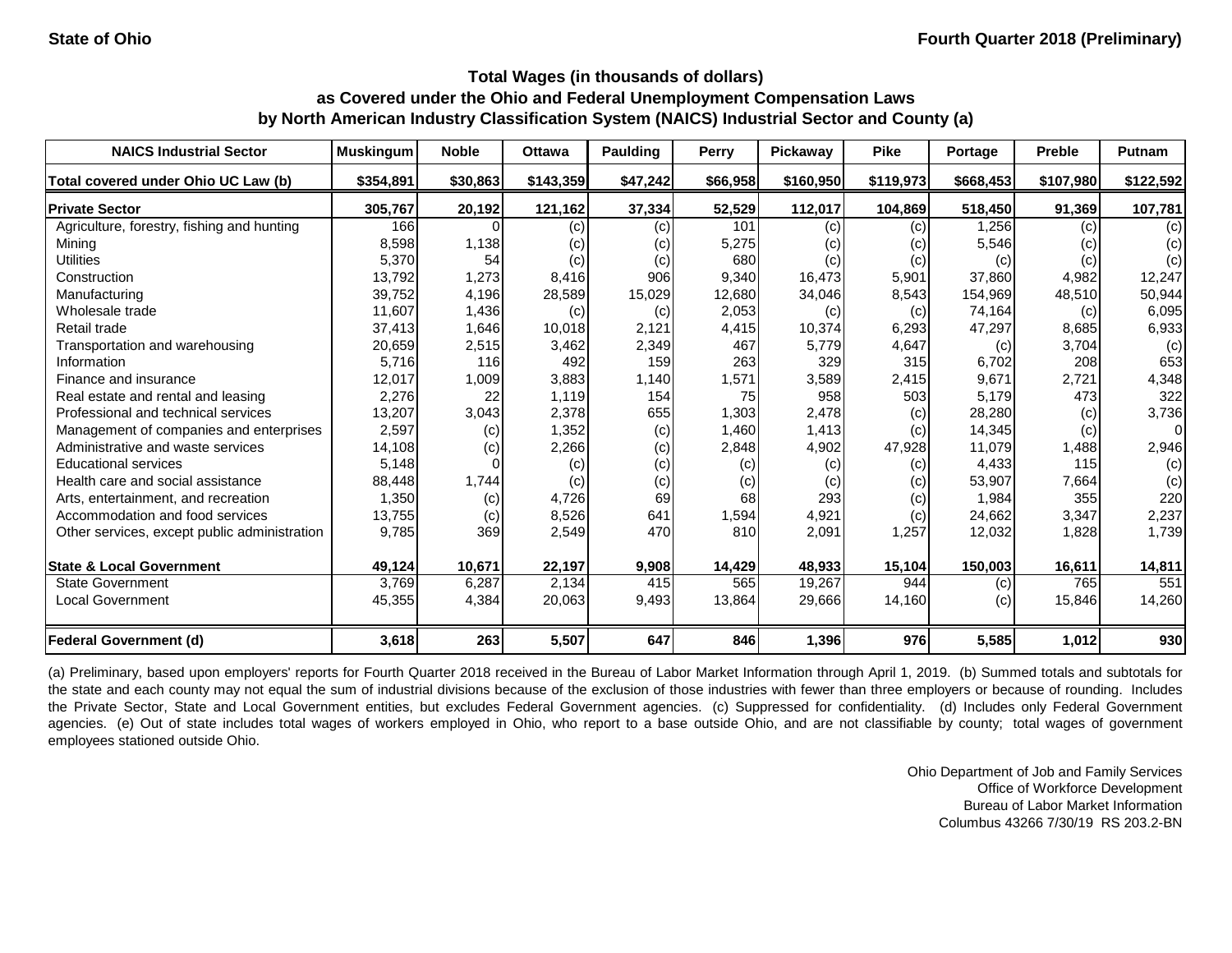**State of Ohio** | **Fourth Quarter 2018 (Preliminary)**

## Total Wages (in thousands of dollars) as Covered under the Ohio and Federal Unemployment Compensation Laws by North American Industry Classification System (NAICS) Industrial Sector and County (a)

| NAICS Industrial Sector | Muskingum | Noble | Ottawa | Paulding | Perry | Pickaway | Pike | Portage | Preble | Putnam |
|---|---|---|---|---|---|---|---|---|---|---|
| **Total covered under Ohio UC Law (b)** | **$354,891** | **$30,863** | **$143,359** | **$47,242** | **$66,958** | **$160,950** | **$119,973** | **$668,453** | **$107,980** | **$122,592** |
| **Private Sector** | **305,767** | **20,192** | **121,162** | **37,334** | **52,529** | **112,017** | **104,869** | **518,450** | **91,369** | **107,781** |
| Agriculture, forestry, fishing and hunting | 166 | 0 | (c) | (c) | 101 | (c) | (c) | 1,256 | (c) | (c) |
| Mining | 8,598 | 1,138 | (c) | (c) | 5,275 | (c) | (c) | 5,546 | (c) | (c) |
| Utilities | 5,370 | 54 | (c) | (c) | 680 | (c) | (c) | (c) | (c) | (c) |
| Construction | 13,792 | 1,273 | 8,416 | 906 | 9,340 | 16,473 | 5,901 | 37,860 | 4,982 | 12,247 |
| Manufacturing | 39,752 | 4,196 | 28,589 | 15,029 | 12,680 | 34,046 | 8,543 | 154,969 | 48,510 | 50,944 |
| Wholesale trade | 11,607 | 1,436 | (c) | (c) | 2,053 | (c) | (c) | 74,164 | (c) | 6,095 |
| Retail trade | 37,413 | 1,646 | 10,018 | 2,121 | 4,415 | 10,374 | 6,293 | 47,297 | 8,685 | 6,933 |
| Transportation and warehousing | 20,659 | 2,515 | 3,462 | 2,349 | 467 | 5,779 | 4,647 | (c) | 3,704 | (c) |
| Information | 5,716 | 116 | 492 | 159 | 263 | 329 | 315 | 6,702 | 208 | 653 |
| Finance and insurance | 12,017 | 1,009 | 3,883 | 1,140 | 1,571 | 3,589 | 2,415 | 9,671 | 2,721 | 4,348 |
| Real estate and rental and leasing | 2,276 | 22 | 1,119 | 154 | 75 | 958 | 503 | 5,179 | 473 | 322 |
| Professional and technical services | 13,207 | 3,043 | 2,378 | 655 | 1,303 | 2,478 | (c) | 28,280 | (c) | 3,736 |
| Management of companies and enterprises | 2,597 | (c) | 1,352 | (c) | 1,460 | 1,413 | (c) | 14,345 | (c) | 0 |
| Administrative and waste services | 14,108 | (c) | 2,266 | (c) | 2,848 | 4,902 | 47,928 | 11,079 | 1,488 | 2,946 |
| Educational services | 5,148 | 0 | (c) | (c) | (c) | (c) | (c) | 4,433 | 115 | (c) |
| Health care and social assistance | 88,448 | 1,744 | (c) | (c) | (c) | (c) | (c) | 53,907 | 7,664 | (c) |
| Arts, entertainment, and recreation | 1,350 | (c) | 4,726 | 69 | 68 | 293 | (c) | 1,984 | 355 | 220 |
| Accommodation and food services | 13,755 | (c) | 8,526 | 641 | 1,594 | 4,921 | (c) | 24,662 | 3,347 | 2,237 |
| Other services, except public administration | 9,785 | 369 | 2,549 | 470 | 810 | 2,091 | 1,257 | 12,032 | 1,828 | 1,739 |
| **State & Local Government** | **49,124** | **10,671** | **22,197** | **9,908** | **14,429** | **48,933** | **15,104** | **150,003** | **16,611** | **14,811** |
| State Government | 3,769 | 6,287 | 2,134 | 415 | 565 | 19,267 | 944 | (c) | 765 | 551 |
| Local Government | 45,355 | 4,384 | 20,063 | 9,493 | 13,864 | 29,666 | 14,160 | (c) | 15,846 | 14,260 |
| **Federal Government (d)** | **3,618** | **263** | **5,507** | **647** | **846** | **1,396** | **976** | **5,585** | **1,012** | **930** |

(a) Preliminary, based upon employers' reports for Fourth Quarter 2018 received in the Bureau of Labor Market Information through April 1, 2019. (b) Summed totals and subtotals for the state and each county may not equal the sum of industrial divisions because of the exclusion of those industries with fewer than three employers or because of rounding. Includes the Private Sector, State and Local Government entities, but excludes Federal Government agencies. (c) Suppressed for confidentiality. (d) Includes only Federal Government agencies. (e) Out of state includes total wages of workers employed in Ohio, who report to a base outside Ohio, and are not classifiable by county; total wages of government employees stationed outside Ohio.

Ohio Department of Job and Family Services
Office of Workforce Development
Bureau of Labor Market Information
Columbus 43266 7/30/19 RS 203.2-BN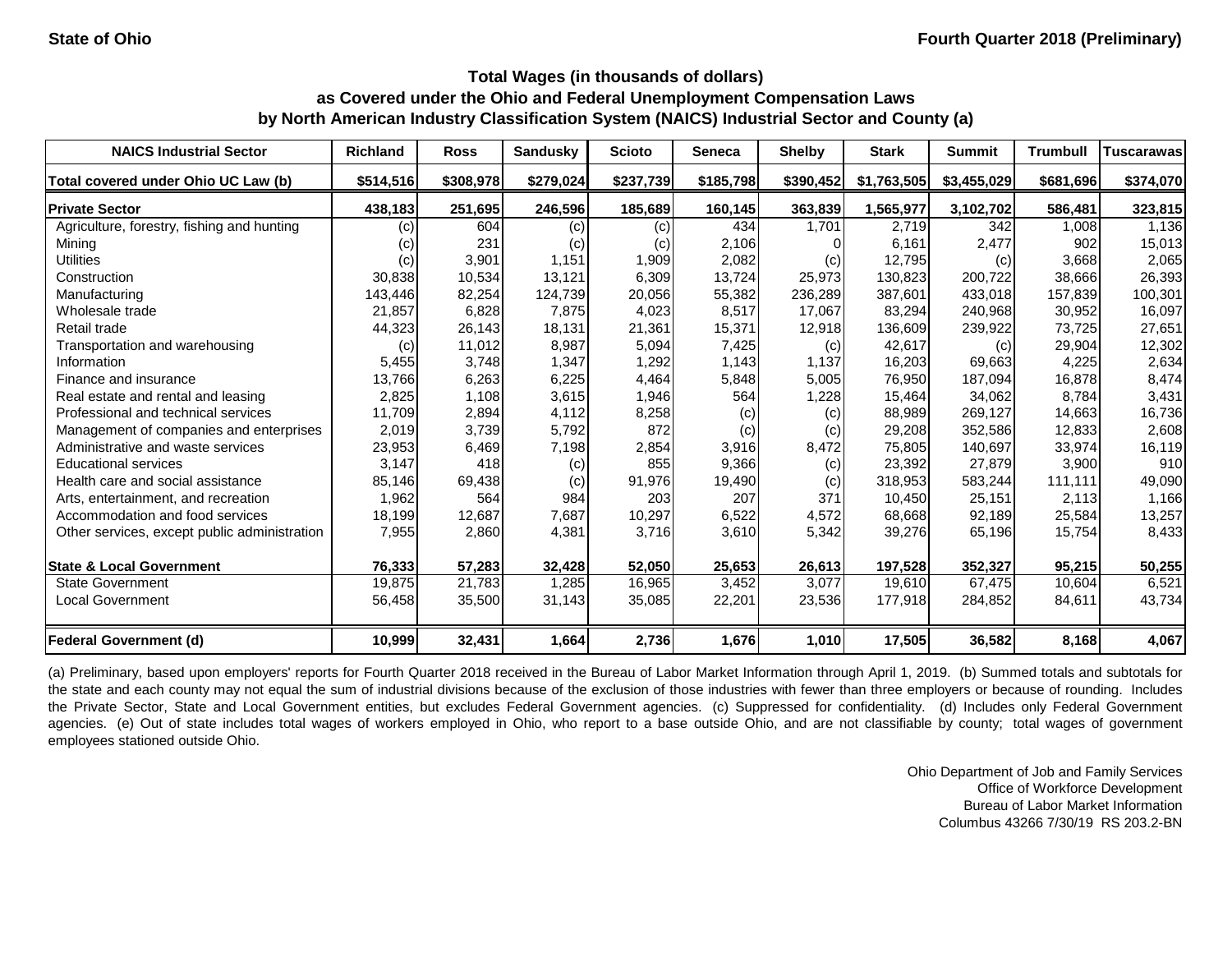State of Ohio | Fourth Quarter 2018 (Preliminary)

### Total Wages (in thousands of dollars)
### as Covered under the Ohio and Federal Unemployment Compensation Laws
### by North American Industry Classification System (NAICS) Industrial Sector and County (a)

| NAICS Industrial Sector | Richland | Ross | Sandusky | Scioto | Seneca | Shelby | Stark | Summit | Trumbull | Tuscarawas |
|---|---|---|---|---|---|---|---|---|---|---|
| Total covered under Ohio UC Law (b) | $514,516 | $308,978 | $279,024 | $237,739 | $185,798 | $390,452 | $1,763,505 | $3,455,029 | $681,696 | $374,070 |
| **Private Sector** | **438,183** | **251,695** | **246,596** | **185,689** | **160,145** | **363,839** | **1,565,977** | **3,102,702** | **586,481** | **323,815** |
| Agriculture, forestry, fishing and hunting | (c) | 604 | (c) | (c) | 434 | 1,701 | 2,719 | 342 | 1,008 | 1,136 |
| Mining | (c) | 231 | (c) | (c) | 2,106 | 0 | 6,161 | 2,477 | 902 | 15,013 |
| Utilities | (c) | 3,901 | 1,151 | 1,909 | 2,082 | (c) | 12,795 | (c) | 3,668 | 2,065 |
| Construction | 30,838 | 10,534 | 13,121 | 6,309 | 13,724 | 25,973 | 130,823 | 200,722 | 38,666 | 26,393 |
| Manufacturing | 143,446 | 82,254 | 124,739 | 20,056 | 55,382 | 236,289 | 387,601 | 433,018 | 157,839 | 100,301 |
| Wholesale trade | 21,857 | 6,828 | 7,875 | 4,023 | 8,517 | 17,067 | 83,294 | 240,968 | 30,952 | 16,097 |
| Retail trade | 44,323 | 26,143 | 18,131 | 21,361 | 15,371 | 12,918 | 136,609 | 239,922 | 73,725 | 27,651 |
| Transportation and warehousing | (c) | 11,012 | 8,987 | 5,094 | 7,425 | (c) | 42,617 | (c) | 29,904 | 12,302 |
| Information | 5,455 | 3,748 | 1,347 | 1,292 | 1,143 | 1,137 | 16,203 | 69,663 | 4,225 | 2,634 |
| Finance and insurance | 13,766 | 6,263 | 6,225 | 4,464 | 5,848 | 5,005 | 76,950 | 187,094 | 16,878 | 8,474 |
| Real estate and rental and leasing | 2,825 | 1,108 | 3,615 | 1,946 | 564 | 1,228 | 15,464 | 34,062 | 8,784 | 3,431 |
| Professional and technical services | 11,709 | 2,894 | 4,112 | 8,258 | (c) | (c) | 88,989 | 269,127 | 14,663 | 16,736 |
| Management of companies and enterprises | 2,019 | 3,739 | 5,792 | 872 | (c) | (c) | 29,208 | 352,586 | 12,833 | 2,608 |
| Administrative and waste services | 23,953 | 6,469 | 7,198 | 2,854 | 3,916 | 8,472 | 75,805 | 140,697 | 33,974 | 16,119 |
| Educational services | 3,147 | 418 | (c) | 855 | 9,366 | (c) | 23,392 | 27,879 | 3,900 | 910 |
| Health care and social assistance | 85,146 | 69,438 | (c) | 91,976 | 19,490 | (c) | 318,953 | 583,244 | 111,111 | 49,090 |
| Arts, entertainment, and recreation | 1,962 | 564 | 984 | 203 | 207 | 371 | 10,450 | 25,151 | 2,113 | 1,166 |
| Accommodation and food services | 18,199 | 12,687 | 7,687 | 10,297 | 6,522 | 4,572 | 68,668 | 92,189 | 25,584 | 13,257 |
| Other services, except public administration | 7,955 | 2,860 | 4,381 | 3,716 | 3,610 | 5,342 | 39,276 | 65,196 | 15,754 | 8,433 |
| **State & Local Government** | **76,333** | **57,283** | **32,428** | **52,050** | **25,653** | **26,613** | **197,528** | **352,327** | **95,215** | **50,255** |
| State Government | 19,875 | 21,783 | 1,285 | 16,965 | 3,452 | 3,077 | 19,610 | 67,475 | 10,604 | 6,521 |
| Local Government | 56,458 | 35,500 | 31,143 | 35,085 | 22,201 | 23,536 | 177,918 | 284,852 | 84,611 | 43,734 |
| **Federal Government (d)** | **10,999** | **32,431** | **1,664** | **2,736** | **1,676** | **1,010** | **17,505** | **36,582** | **8,168** | **4,067** |

(a) Preliminary, based upon employers' reports for Fourth Quarter 2018 received in the Bureau of Labor Market Information through April 1, 2019. (b) Summed totals and subtotals for the state and each county may not equal the sum of industrial divisions because of the exclusion of those industries with fewer than three employers or because of rounding. Includes the Private Sector, State and Local Government entities, but excludes Federal Government agencies. (c) Suppressed for confidentiality. (d) Includes only Federal Government agencies. (e) Out of state includes total wages of workers employed in Ohio, who report to a base outside Ohio, and are not classifiable by county; total wages of government employees stationed outside Ohio.

Ohio Department of Job and Family Services
Office of Workforce Development
Bureau of Labor Market Information
Columbus 43266 7/30/19 RS 203.2-BN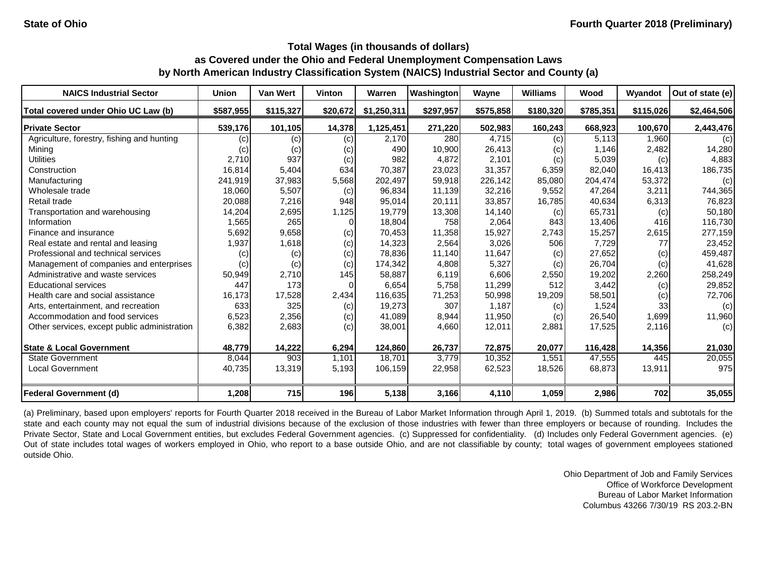State of Ohio

Fourth Quarter 2018 (Preliminary)

# Total Wages (in thousands of dollars)
## as Covered under the Ohio and Federal Unemployment Compensation Laws
## by North American Industry Classification System (NAICS) Industrial Sector and County (a)

| NAICS Industrial Sector | Union | Van Wert | Vinton | Warren | Washington | Wayne | Williams | Wood | Wyandot | Out of state (e) |
|---|---|---|---|---|---|---|---|---|---|---|
| **Total covered under Ohio UC Law (b)** | **$587,955** | **$115,327** | **$20,672** | **$1,250,311** | **$297,957** | **$575,858** | **$180,320** | **$785,351** | **$115,026** | **$2,464,506** |
| **Private Sector** | **539,176** | **101,105** | **14,378** | **1,125,451** | **271,220** | **502,983** | **160,243** | **668,923** | **100,670** | **2,443,476** |
| Agriculture, forestry, fishing and hunting | (c) | (c) | (c) | 2,170 | 280 | 4,715 | (c) | 5,113 | 1,960 | (c) |
| Mining | (c) | (c) | (c) | 490 | 10,900 | 26,413 | (c) | 1,146 | 2,482 | 14,280 |
| Utilities | 2,710 | 937 | (c) | 982 | 4,872 | 2,101 | (c) | 5,039 | (c) | 4,883 |
| Construction | 16,814 | 5,404 | 634 | 70,387 | 23,023 | 31,357 | 6,359 | 82,040 | 16,413 | 186,735 |
| Manufacturing | 241,919 | 37,983 | 5,568 | 202,497 | 59,918 | 226,142 | 85,080 | 204,474 | 53,372 | (c) |
| Wholesale trade | 18,060 | 5,507 | (c) | 96,834 | 11,139 | 32,216 | 9,552 | 47,264 | 3,211 | 744,365 |
| Retail trade | 20,088 | 7,216 | 948 | 95,014 | 20,111 | 33,857 | 16,785 | 40,634 | 6,313 | 76,823 |
| Transportation and warehousing | 14,204 | 2,695 | 1,125 | 19,779 | 13,308 | 14,140 | (c) | 65,731 | (c) | 50,180 |
| Information | 1,565 | 265 | 0 | 18,804 | 758 | 2,064 | 843 | 13,406 | 416 | 116,730 |
| Finance and insurance | 5,692 | 9,658 | (c) | 70,453 | 11,358 | 15,927 | 2,743 | 15,257 | 2,615 | 277,159 |
| Real estate and rental and leasing | 1,937 | 1,618 | (c) | 14,323 | 2,564 | 3,026 | 506 | 7,729 | 77 | 23,452 |
| Professional and technical services | (c) | (c) | (c) | 78,836 | 11,140 | 11,647 | (c) | 27,652 | (c) | 459,487 |
| Management of companies and enterprises | (c) | (c) | (c) | 174,342 | 4,808 | 5,327 | (c) | 26,704 | (c) | 41,628 |
| Administrative and waste services | 50,949 | 2,710 | 145 | 58,887 | 6,119 | 6,606 | 2,550 | 19,202 | 2,260 | 258,249 |
| Educational services | 447 | 173 | 0 | 6,654 | 5,758 | 11,299 | 512 | 3,442 | (c) | 29,852 |
| Health care and social assistance | 16,173 | 17,528 | 2,434 | 116,635 | 71,253 | 50,998 | 19,209 | 58,501 | (c) | 72,706 |
| Arts, entertainment, and recreation | 633 | 325 | (c) | 19,273 | 307 | 1,187 | (c) | 1,524 | 33 | (c) |
| Accommodation and food services | 6,523 | 2,356 | (c) | 41,089 | 8,944 | 11,950 | (c) | 26,540 | 1,699 | 11,960 |
| Other services, except public administration | 6,382 | 2,683 | (c) | 38,001 | 4,660 | 12,011 | 2,881 | 17,525 | 2,116 | (c) |
| **State & Local Government** | **48,779** | **14,222** | **6,294** | **124,860** | **26,737** | **72,875** | **20,077** | **116,428** | **14,356** | **21,030** |
| State Government | 8,044 | 903 | 1,101 | 18,701 | 3,779 | 10,352 | 1,551 | 47,555 | 445 | 20,055 |
| Local Government | 40,735 | 13,319 | 5,193 | 106,159 | 22,958 | 62,523 | 18,526 | 68,873 | 13,911 | 975 |
| **Federal Government (d)** | **1,208** | **715** | **196** | **5,138** | **3,166** | **4,110** | **1,059** | **2,986** | **702** | **35,055** |

(a) Preliminary, based upon employers' reports for Fourth Quarter 2018 received in the Bureau of Labor Market Information through April 1, 2019. (b) Summed totals and subtotals for the state and each county may not equal the sum of industrial divisions because of the exclusion of those industries with fewer than three employers or because of rounding. Includes the Private Sector, State and Local Government entities, but excludes Federal Government agencies. (c) Suppressed for confidentiality. (d) Includes only Federal Government agencies. (e) Out of state includes total wages of workers employed in Ohio, who report to a base outside Ohio, and are not classifiable by county; total wages of government employees stationed outside Ohio.

Ohio Department of Job and Family Services
Office of Workforce Development
Bureau of Labor Market Information
Columbus 43266 7/30/19 RS 203.2-BN